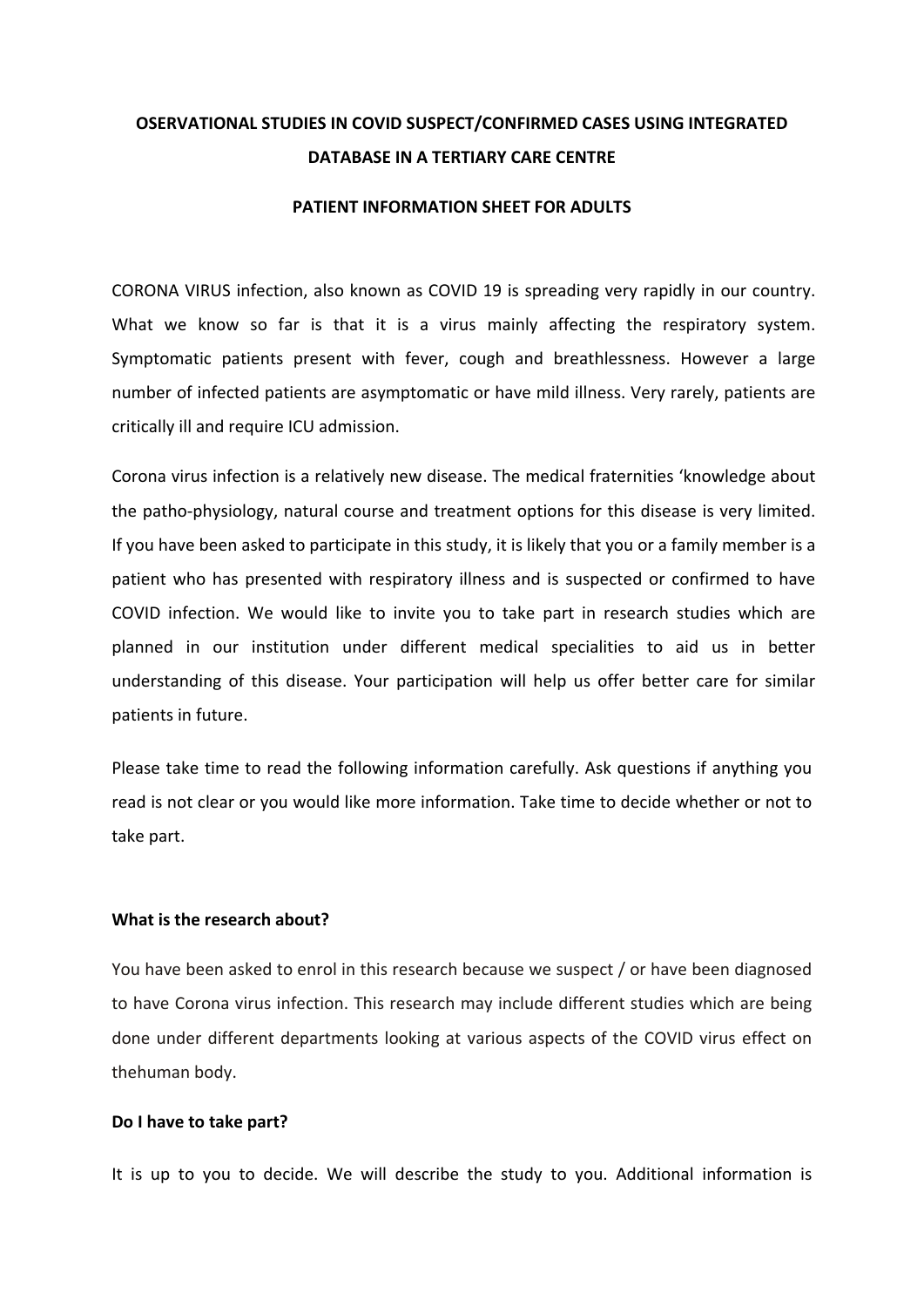**OSERVATIONAL STUDIES IN COVID SUSPECT/CONFIRMED CASES USING INTEGRATED DATABASE IN A TERTIARY CARE CENTRE**

**PATIENT INFORMATION SHEET FOR ADULTS**

CORONA VIRUS infection, also known as COVID 19 is spreading very rapidly in our country. What we know so far is that it is a virus mainly affecting the respiratory system. Symptomatic patients present with fever, cough and breathlessness. However a large number of infected patients are asymptomatic or have mild illness. Very rarely, patients are critically ill and require ICU admission.

Corona virus infection is a relatively new disease. The medical fraternities 'knowledge about the patho-physiology, natural course and treatment options for this disease is very limited. If you have been asked to participate in this study, it is likely that you or a family member is a patient who has presented with respiratory illness and is suspected or confirmed to have COVID infection. We would like to invite you to take part in research studies which are planned in our institution under different medical specialities to aid us in better understanding of this disease. Your participation will help us offer better care for similar patients in future.

Please take time to read the following information carefully. Ask questions if anything you read is not clear or you would like more information. Take time to decide whether or not to take part.

**What is the research about?**

You have been asked to enrol in this research because we suspect / or have been diagnosed to have Corona virus infection. This research may include different studies which are being done under different departments looking at various aspects of the COVID virus effect on thehuman body.

**Do I have to take part?**

It is up to you to decide. We will describe the study to you. Additional information is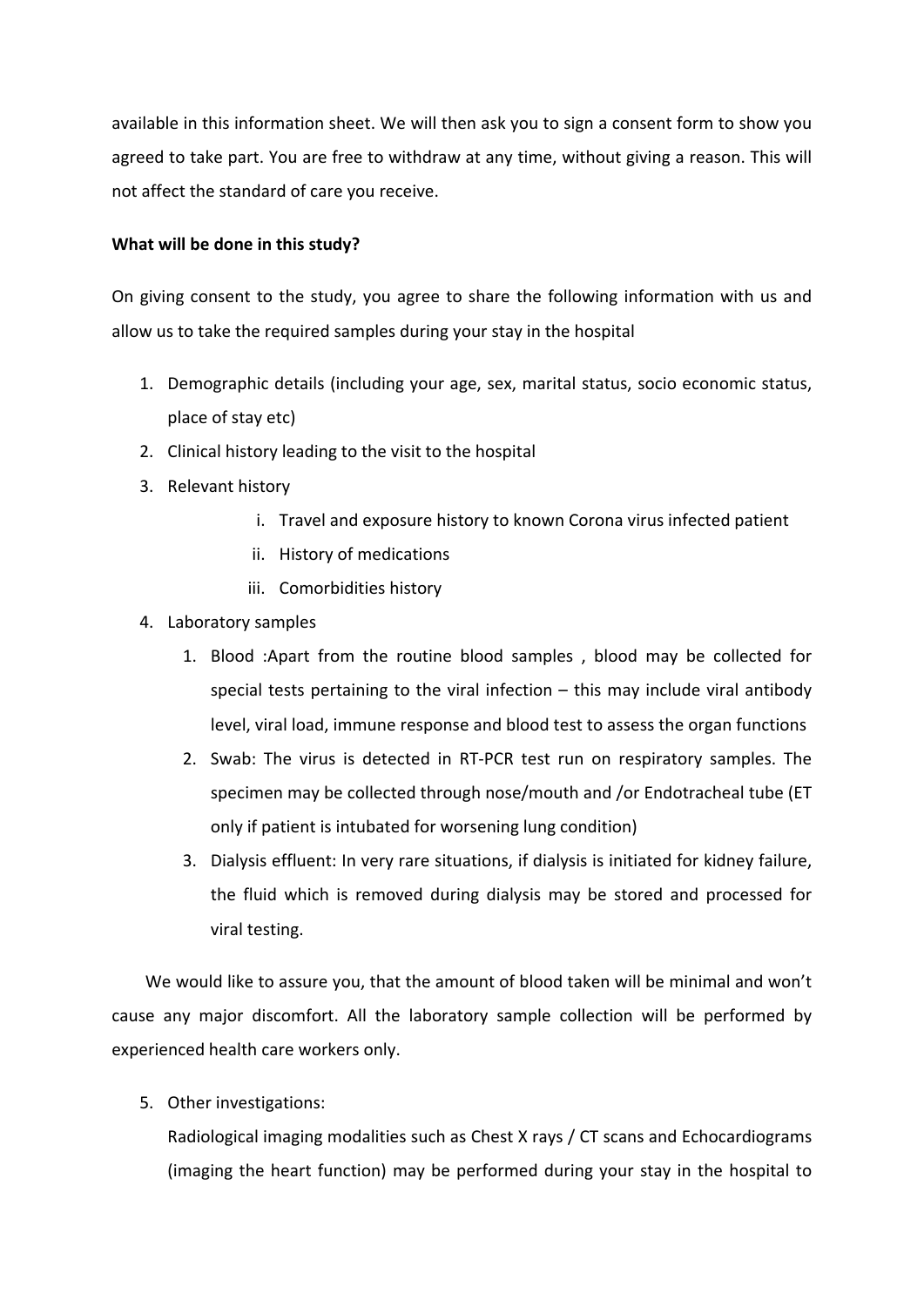available in this information sheet. We will then ask you to sign a consent form to show you agreed to take part. You are free to withdraw at any time, without giving a reason. This will not affect the standard of care you receive.

**What will be done in this study?**

On giving consent to the study, you agree to share the following information with us and allow us to take the required samples during your stay in the hospital

1. Demographic details (including your age, sex, marital status, socio economic status, place of stay etc)
2. Clinical history leading to the visit to the hospital
3. Relevant history
   i. Travel and exposure history to known Corona virus infected patient
   ii. History of medications
   iii. Comorbidities history
4. Laboratory samples
   1. Blood :Apart from the routine blood samples , blood may be collected for special tests pertaining to the viral infection – this may include viral antibody level, viral load, immune response and blood test to assess the organ functions
   2. Swab: The virus is detected in RT-PCR test run on respiratory samples. The specimen may be collected through nose/mouth and /or Endotracheal tube (ET only if patient is intubated for worsening lung condition)
   3. Dialysis effluent: In very rare situations, if dialysis is initiated for kidney failure, the fluid which is removed during dialysis may be stored and processed for viral testing.

We would like to assure you, that the amount of blood taken will be minimal and won't cause any major discomfort. All the laboratory sample collection will be performed by experienced health care workers only.

5. Other investigations:

   Radiological imaging modalities such as Chest X rays / CT scans and Echocardiograms (imaging the heart function) may be performed during your stay in the hospital to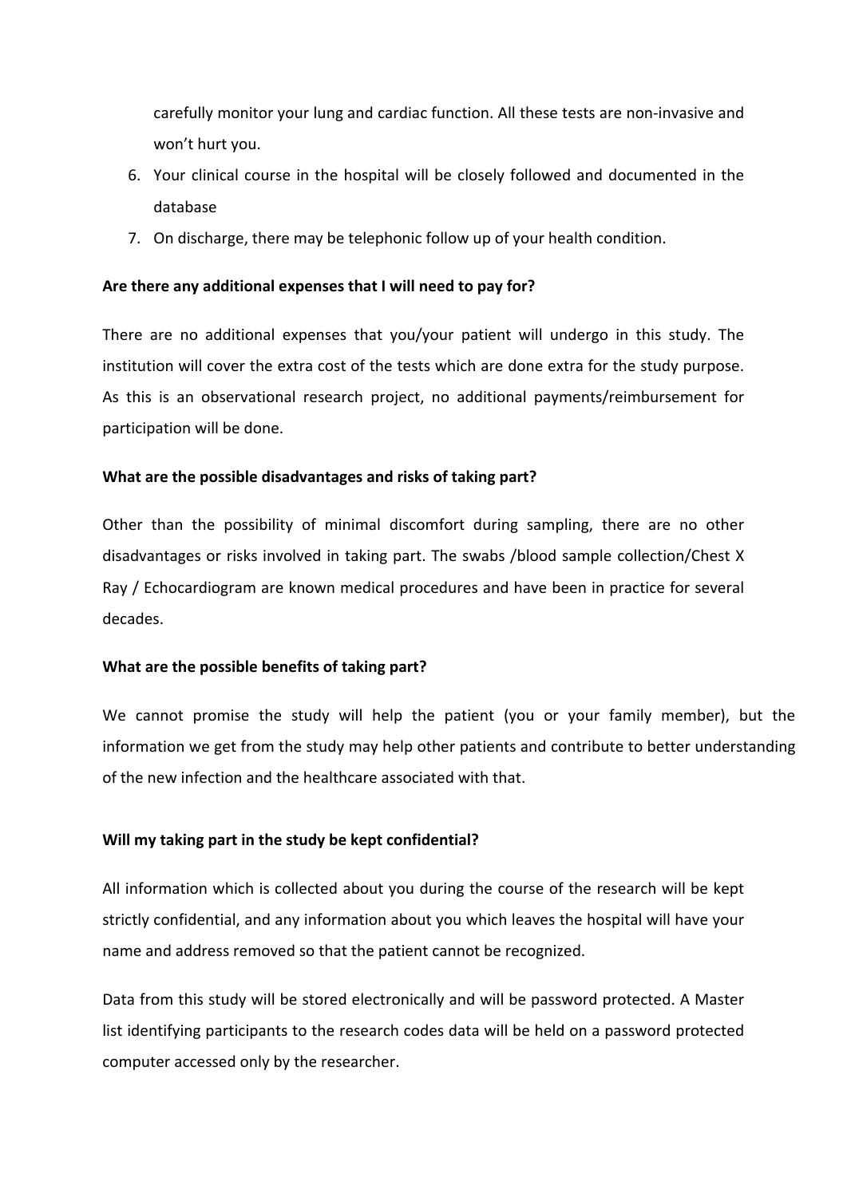carefully monitor your lung and cardiac function. All these tests are non-invasive and won't hurt you.

6. Your clinical course in the hospital will be closely followed and documented in the database
7. On discharge, there may be telephonic follow up of your health condition.

**Are there any additional expenses that I will need to pay for?**

There are no additional expenses that you/your patient will undergo in this study. The institution will cover the extra cost of the tests which are done extra for the study purpose. As this is an observational research project, no additional payments/reimbursement for participation will be done.

**What are the possible disadvantages and risks of taking part?**

Other than the possibility of minimal discomfort during sampling, there are no other disadvantages or risks involved in taking part. The swabs /blood sample collection/Chest X Ray / Echocardiogram are known medical procedures and have been in practice for several decades.

**What are the possible benefits of taking part?**

We cannot promise the study will help the patient (you or your family member), but the information we get from the study may help other patients and contribute to better understanding of the new infection and the healthcare associated with that.

**Will my taking part in the study be kept confidential?**

All information which is collected about you during the course of the research will be kept strictly confidential, and any information about you which leaves the hospital will have your name and address removed so that the patient cannot be recognized.

Data from this study will be stored electronically and will be password protected. A Master list identifying participants to the research codes data will be held on a password protected computer accessed only by the researcher.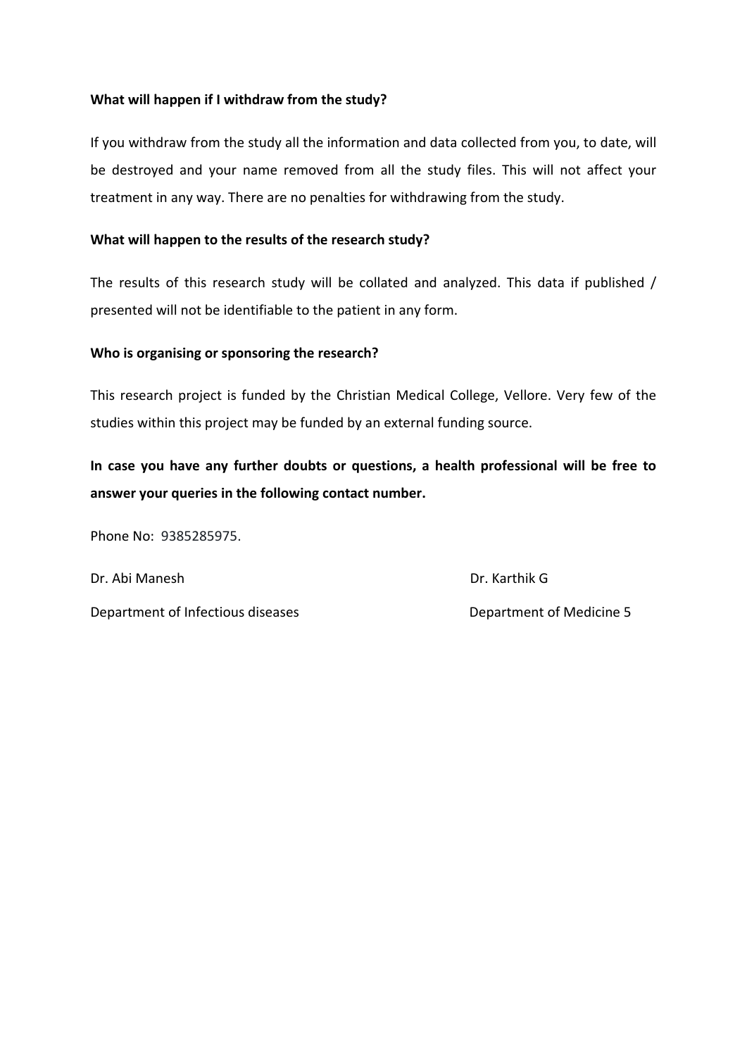**What will happen if I withdraw from the study?**

If you withdraw from the study all the information and data collected from you, to date, will be destroyed and your name removed from all the study files. This will not affect your treatment in any way. There are no penalties for withdrawing from the study.

**What will happen to the results of the research study?**

The results of this research study will be collated and analyzed. This data if published / presented will not be identifiable to the patient in any form.

**Who is organising or sponsoring the research?**

This research project is funded by the Christian Medical College, Vellore. Very few of the studies within this project may be funded by an external funding source.

**In case you have any further doubts or questions, a health professional will be free to answer your queries in the following contact number.**

Phone No: 9385285975.

Dr. Abi Manesh
Department of Infectious diseases

Dr. Karthik G
Department of Medicine 5